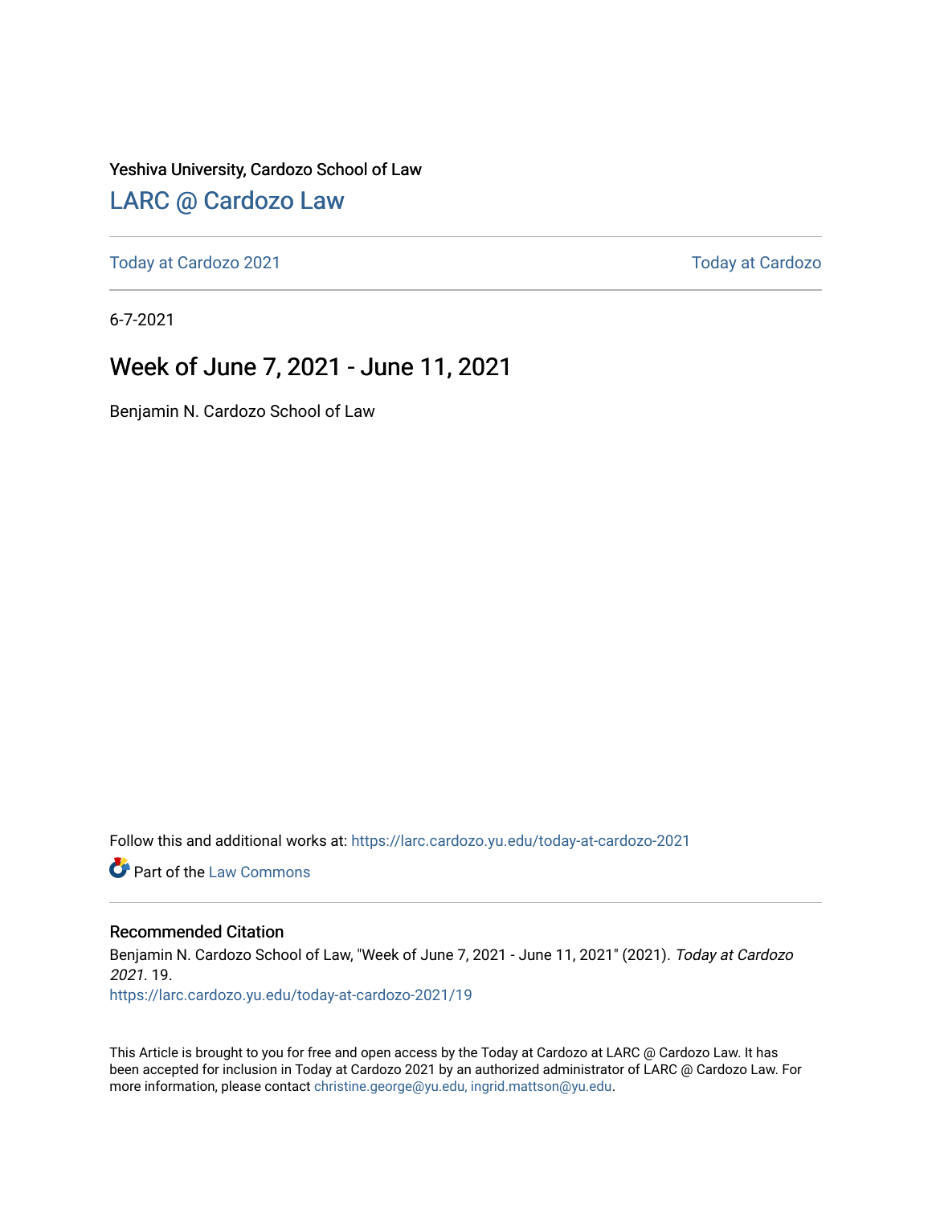Yeshiva University, Cardozo School of Law

## LARC @ Cardozo Law

Today at Cardozo 2021 | Today at Cardozo

6-7-2021

# Week of June 7, 2021 - June 11, 2021

Benjamin N. Cardozo School of Law

Follow this and additional works at: https://larc.cardozo.yu.edu/today-at-cardozo-2021

Part of the Law Commons

### Recommended Citation

Benjamin N. Cardozo School of Law, "Week of June 7, 2021 - June 11, 2021" (2021). *Today at Cardozo 2021*. 19.
https://larc.cardozo.yu.edu/today-at-cardozo-2021/19

This Article is brought to you for free and open access by the Today at Cardozo at LARC @ Cardozo Law. It has been accepted for inclusion in Today at Cardozo 2021 by an authorized administrator of LARC @ Cardozo Law. For more information, please contact christine.george@yu.edu, ingrid.mattson@yu.edu.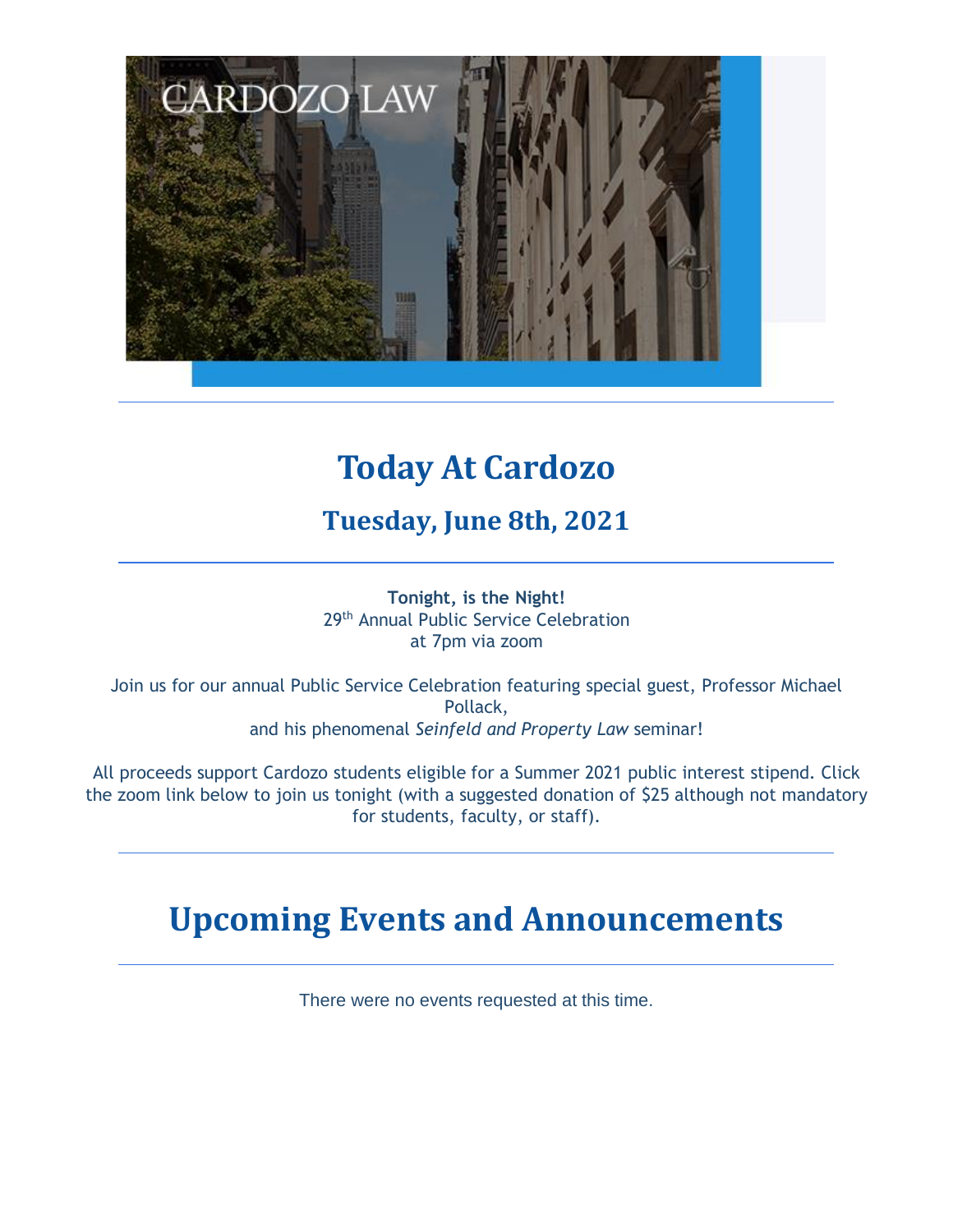# Today At Cardozo

## Tuesday, June 8th, 2021

**Tonight, is the Night!**
29th Annual Public Service Celebration
at 7pm via zoom

Join us for our annual Public Service Celebration featuring special guest, Professor Michael Pollack,
and his phenomenal *Seinfeld and Property Law* seminar!

All proceeds support Cardozo students eligible for a Summer 2021 public interest stipend. Click the zoom link below to join us tonight (with a suggested donation of $25 although not mandatory for students, faculty, or staff).

# Upcoming Events and Announcements

There were no events requested at this time.